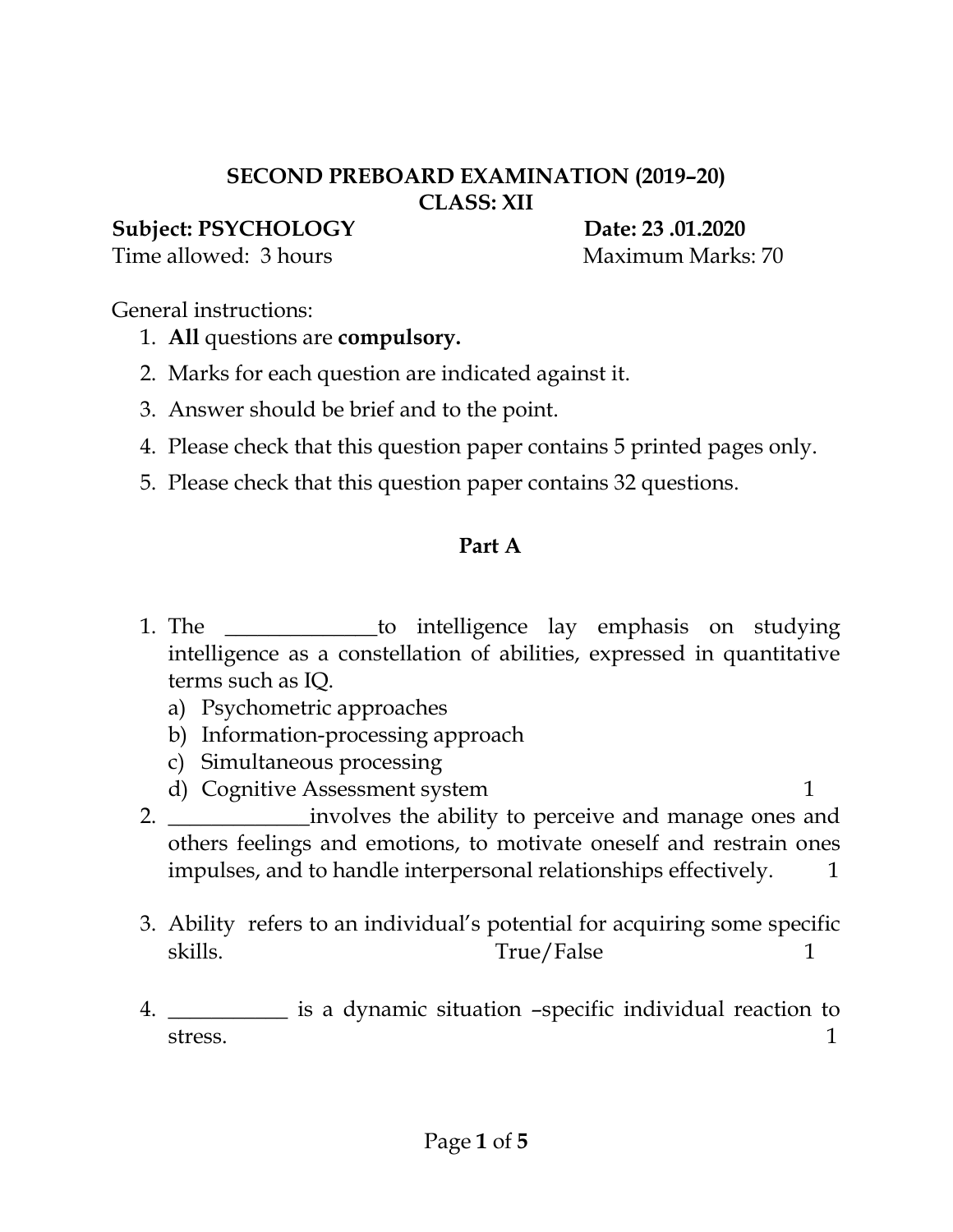**SECOND PREBOARD EXAMINATION (2019–20)**
**CLASS: XII**

**Subject: PSYCHOLOGY** **Date: 23 .01.2020**

Time allowed: 3 hours Maximum Marks: 70

General instructions:

1. **All** questions are **compulsory.**
2. Marks for each question are indicated against it.
3. Answer should be brief and to the point.
4. Please check that this question paper contains 5 printed pages only.
5. Please check that this question paper contains 32 questions.

## Part A

1. The ______________to intelligence lay emphasis on studying intelligence as a constellation of abilities, expressed in quantitative terms such as IQ.
   a) Psychometric approaches
   b) Information-processing approach
   c) Simultaneous processing
   d) Cognitive Assessment system 1

2. _____________involves the ability to perceive and manage ones and others feelings and emotions, to motivate oneself and restrain ones impulses, and to handle interpersonal relationships effectively. 1

3. Ability refers to an individual's potential for acquiring some specific skills. True/False 1

4. ___________ is a dynamic situation –specific individual reaction to stress. 1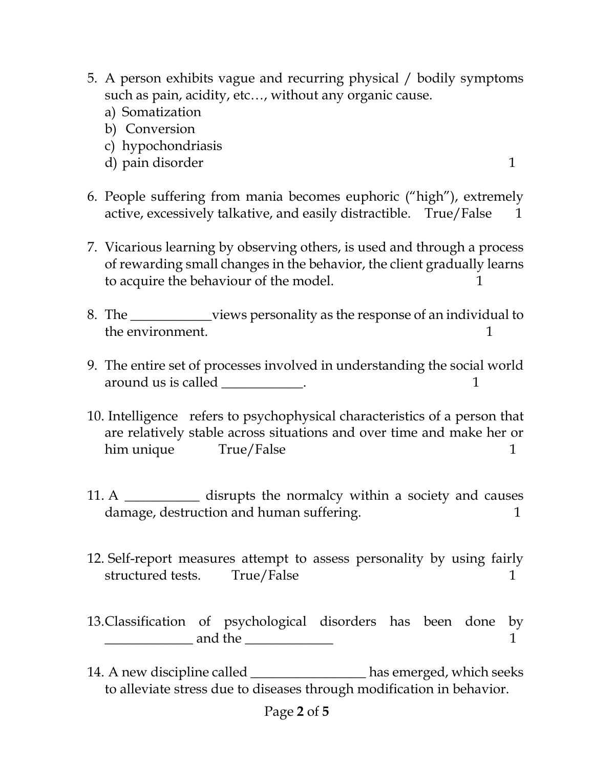5. A person exhibits vague and recurring physical / bodily symptoms such as pain, acidity, etc…, without any organic cause.
   a) Somatization
   b) Conversion
   c) hypochondriasis
   d) pain disorder 1

6. People suffering from mania becomes euphoric ("high"), extremely active, excessively talkative, and easily distractible. True/False 1

7. Vicarious learning by observing others, is used and through a process of rewarding small changes in the behavior, the client gradually learns to acquire the behaviour of the model. 1

8. The ____________views personality as the response of an individual to the environment. 1

9. The entire set of processes involved in understanding the social world around us is called ____________. 1

10. Intelligence refers to psychophysical characteristics of a person that are relatively stable across situations and over time and make her or him unique True/False 1

11. A ___________ disrupts the normalcy within a society and causes damage, destruction and human suffering. 1

12. Self-report measures attempt to assess personality by using fairly structured tests. True/False 1

13. Classification of psychological disorders has been done by _____________ and the _____________ 1

14. A new discipline called _________________ has emerged, which seeks to alleviate stress due to diseases through modification in behavior.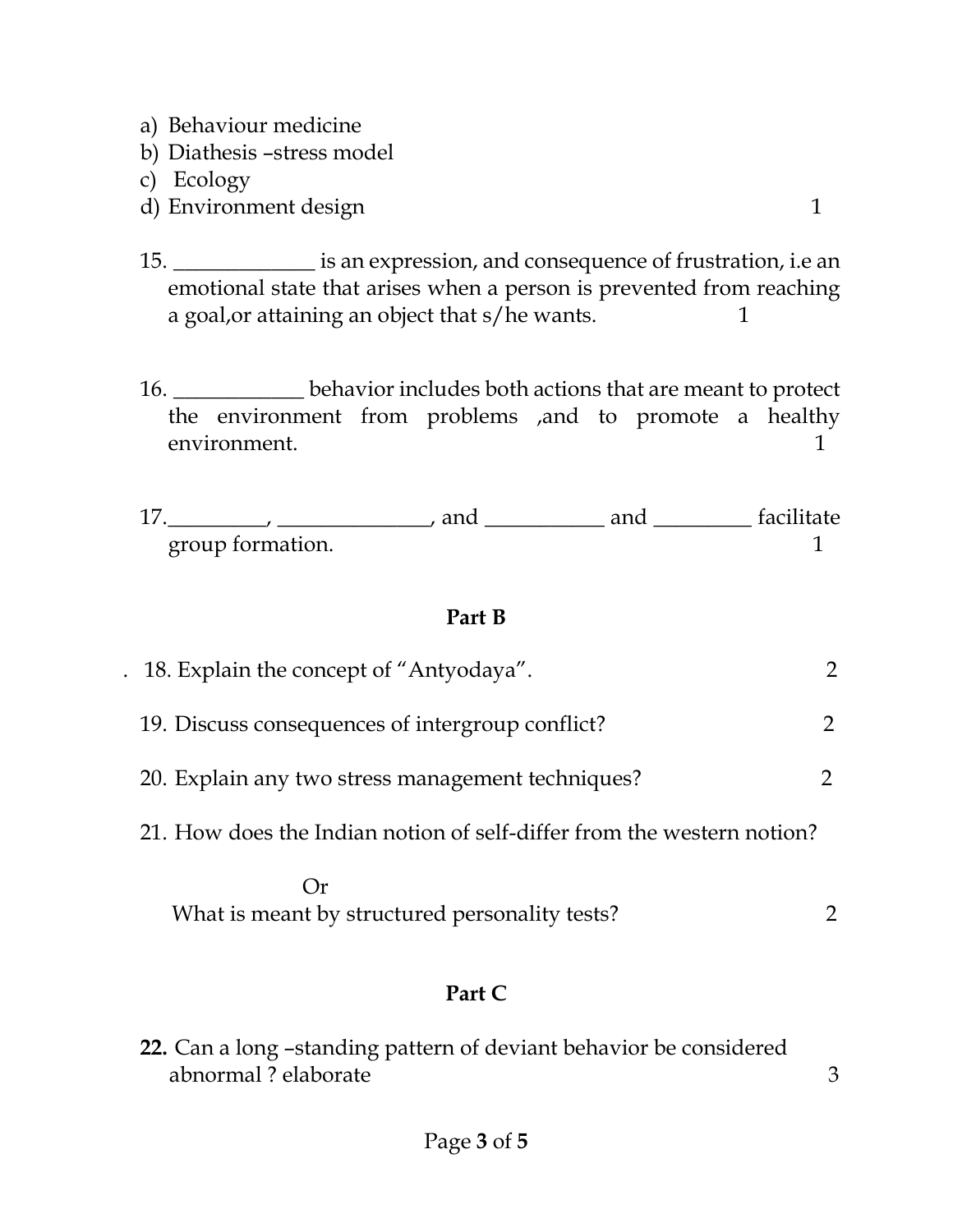a) Behaviour medicine
b) Diathesis –stress model
c) Ecology
d) Environment design 1

15. _____________ is an expression, and consequence of frustration, i.e an emotional state that arises when a person is prevented from reaching a goal,or attaining an object that s/he wants. 1

16. ____________ behavior includes both actions that are meant to protect the environment from problems ,and to promote a healthy environment. 1

17._________, ______________, and ___________ and _________ facilitate group formation. 1

## Part B

. 18. Explain the concept of "Antyodaya". 2

19. Discuss consequences of intergroup conflict? 2

20. Explain any two stress management techniques? 2

21. How does the Indian notion of self-differ from the western notion?

Or

What is meant by structured personality tests? 2

## Part C

**22.** Can a long –standing pattern of deviant behavior be considered abnormal ? elaborate 3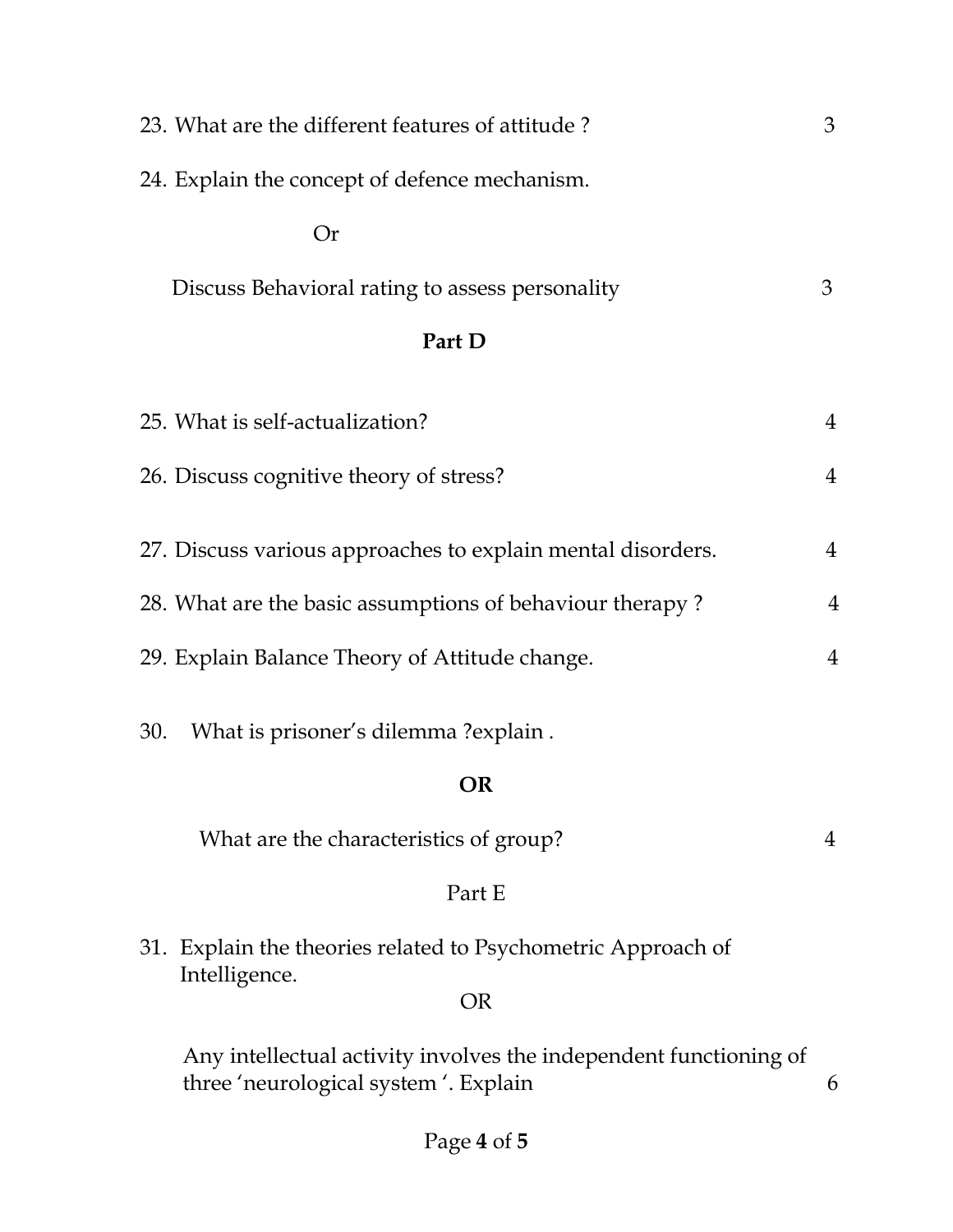23. What are the different features of attitude ? 3

24. Explain the concept of defence mechanism.

Or

Discuss Behavioral rating to assess personality 3

## Part D

25. What is self-actualization? 4

26. Discuss cognitive theory of stress? 4

27. Discuss various approaches to explain mental disorders. 4

28. What are the basic assumptions of behaviour therapy ? 4

29. Explain Balance Theory of Attitude change. 4

30. What is prisoner's dilemma ?explain .

**OR**

What are the characteristics of group? 4

## Part E

31. Explain the theories related to Psychometric Approach of Intelligence.

OR

Any intellectual activity involves the independent functioning of three 'neurological system '. Explain 6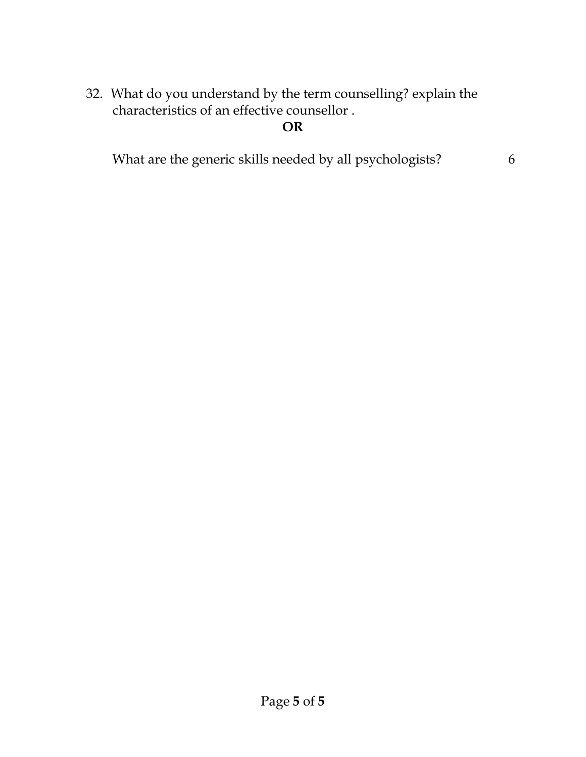32. What do you understand by the term counselling? explain the characteristics of an effective counsellor .

**OR**

What are the generic skills needed by all psychologists? 6